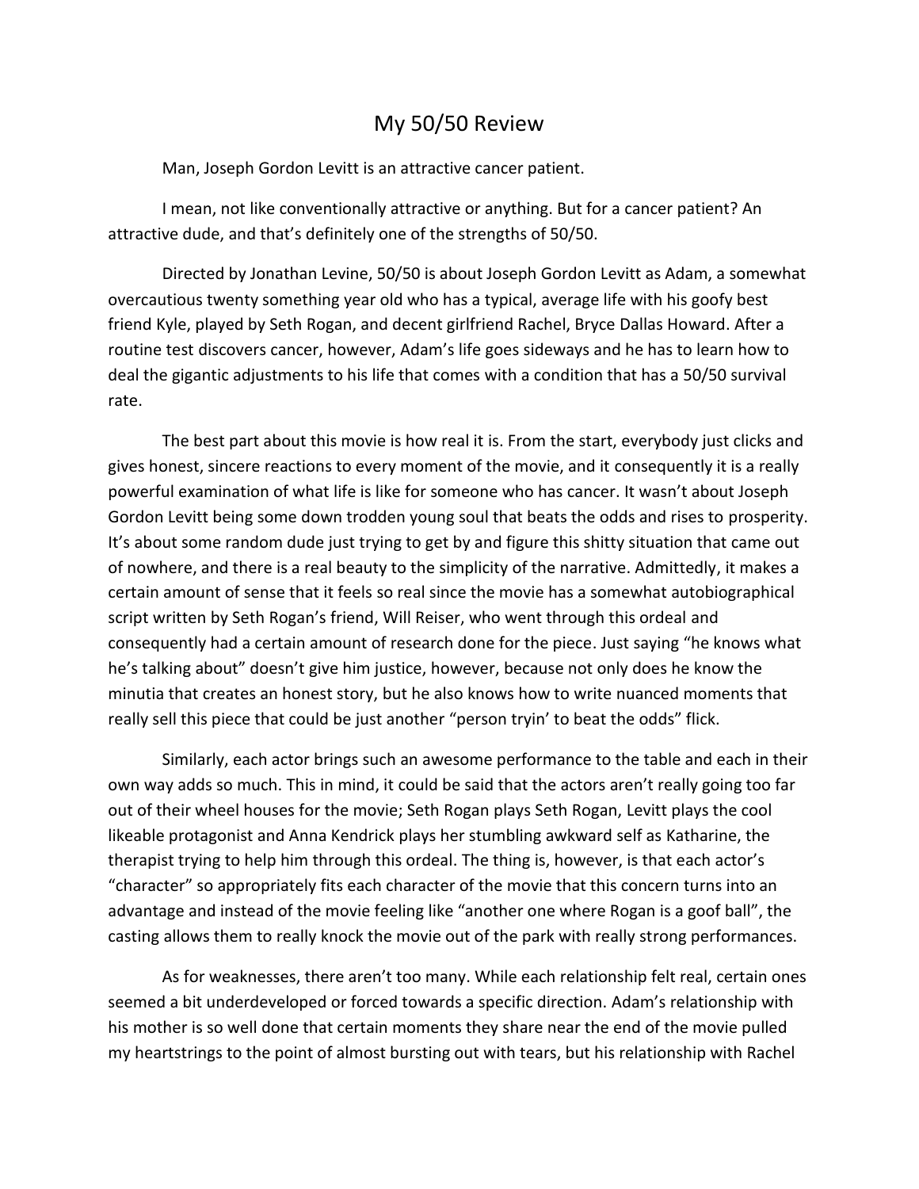# My 50/50 Review

Man, Joseph Gordon Levitt is an attractive cancer patient.

I mean, not like conventionally attractive or anything. But for a cancer patient? An attractive dude, and that's definitely one of the strengths of 50/50.

Directed by Jonathan Levine, 50/50 is about Joseph Gordon Levitt as Adam, a somewhat overcautious twenty something year old who has a typical, average life with his goofy best friend Kyle, played by Seth Rogan, and decent girlfriend Rachel, Bryce Dallas Howard. After a routine test discovers cancer, however, Adam's life goes sideways and he has to learn how to deal the gigantic adjustments to his life that comes with a condition that has a 50/50 survival rate.

The best part about this movie is how real it is. From the start, everybody just clicks and gives honest, sincere reactions to every moment of the movie, and it consequently it is a really powerful examination of what life is like for someone who has cancer. It wasn't about Joseph Gordon Levitt being some down trodden young soul that beats the odds and rises to prosperity. It's about some random dude just trying to get by and figure this shitty situation that came out of nowhere, and there is a real beauty to the simplicity of the narrative. Admittedly, it makes a certain amount of sense that it feels so real since the movie has a somewhat autobiographical script written by Seth Rogan's friend, Will Reiser, who went through this ordeal and consequently had a certain amount of research done for the piece. Just saying "he knows what he's talking about" doesn't give him justice, however, because not only does he know the minutia that creates an honest story, but he also knows how to write nuanced moments that really sell this piece that could be just another "person tryin' to beat the odds" flick.

Similarly, each actor brings such an awesome performance to the table and each in their own way adds so much. This in mind, it could be said that the actors aren't really going too far out of their wheel houses for the movie; Seth Rogan plays Seth Rogan, Levitt plays the cool likeable protagonist and Anna Kendrick plays her stumbling awkward self as Katharine, the therapist trying to help him through this ordeal. The thing is, however, is that each actor's "character" so appropriately fits each character of the movie that this concern turns into an advantage and instead of the movie feeling like "another one where Rogan is a goof ball", the casting allows them to really knock the movie out of the park with really strong performances.

As for weaknesses, there aren't too many. While each relationship felt real, certain ones seemed a bit underdeveloped or forced towards a specific direction. Adam's relationship with his mother is so well done that certain moments they share near the end of the movie pulled my heartstrings to the point of almost bursting out with tears, but his relationship with Rachel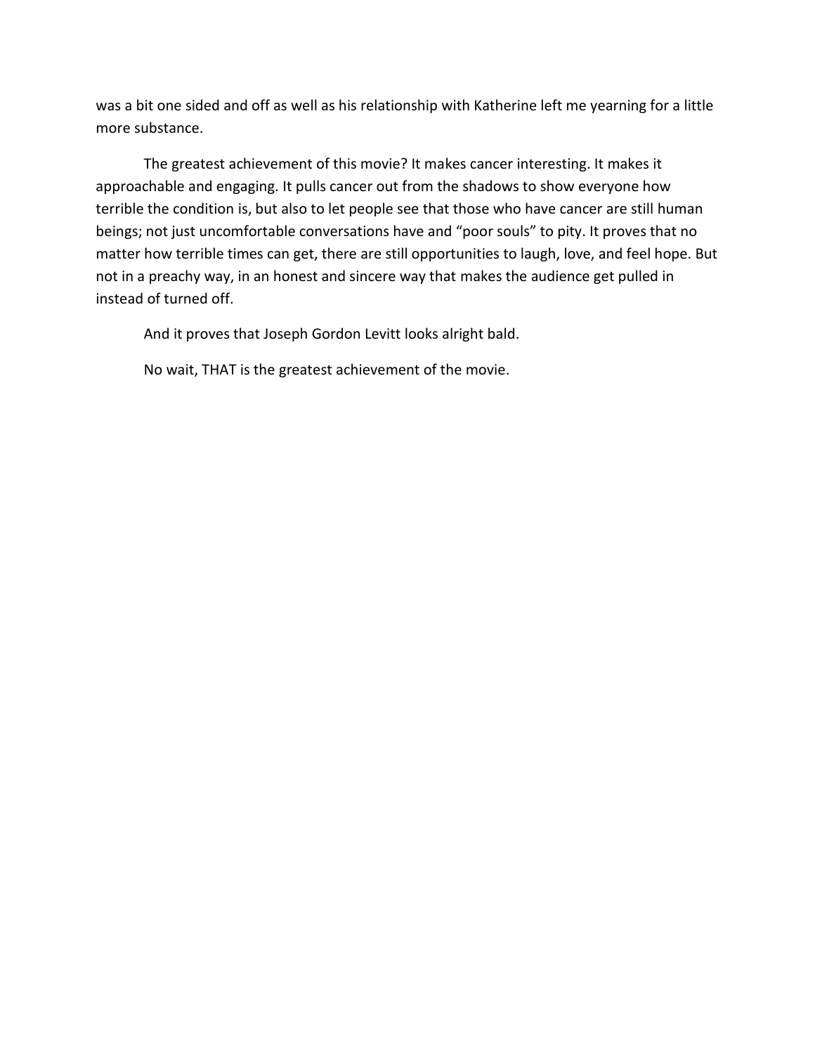was a bit one sided and off as well as his relationship with Katherine left me yearning for a little more substance.

The greatest achievement of this movie? It makes cancer interesting. It makes it approachable and engaging. It pulls cancer out from the shadows to show everyone how terrible the condition is, but also to let people see that those who have cancer are still human beings; not just uncomfortable conversations have and "poor souls" to pity. It proves that no matter how terrible times can get, there are still opportunities to laugh, love, and feel hope. But not in a preachy way, in an honest and sincere way that makes the audience get pulled in instead of turned off.

And it proves that Joseph Gordon Levitt looks alright bald.

No wait, THAT is the greatest achievement of the movie.